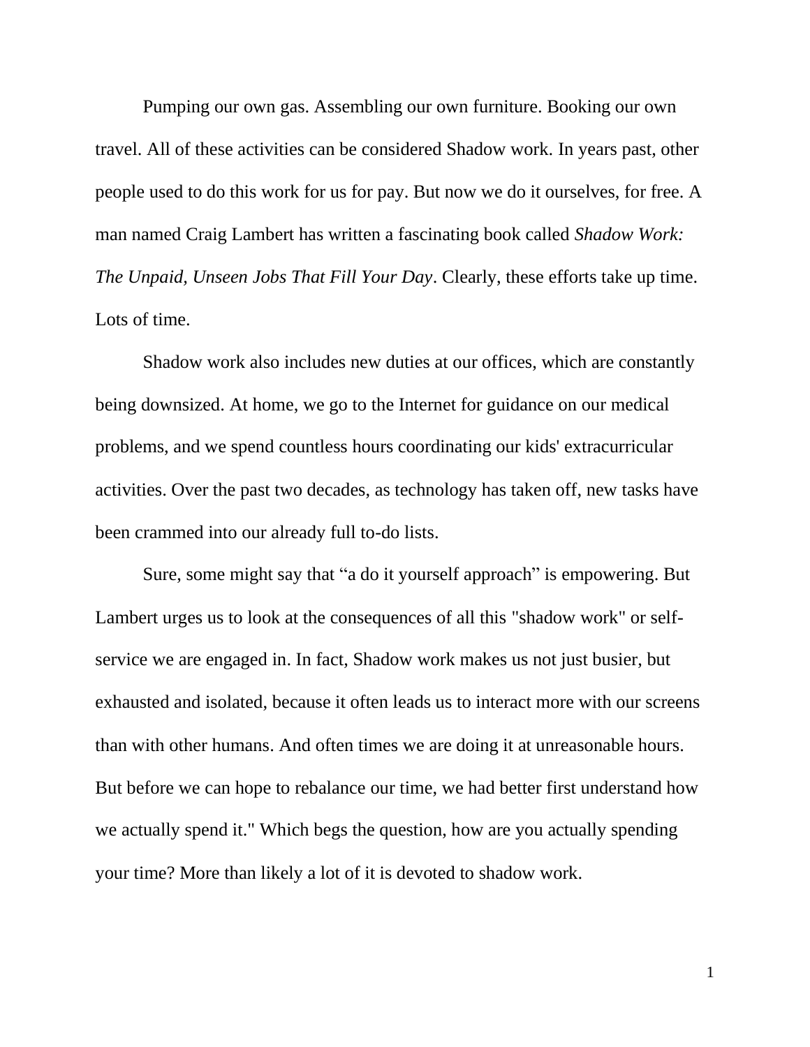Pumping our own gas. Assembling our own furniture. Booking our own travel. All of these activities can be considered Shadow work. In years past, other people used to do this work for us for pay. But now we do it ourselves, for free. A man named Craig Lambert has written a fascinating book called *Shadow Work: The Unpaid, Unseen Jobs That Fill Your Day*. Clearly, these efforts take up time. Lots of time.

Shadow work also includes new duties at our offices, which are constantly being downsized. At home, we go to the Internet for guidance on our medical problems, and we spend countless hours coordinating our kids' extracurricular activities. Over the past two decades, as technology has taken off, new tasks have been crammed into our already full to-do lists.

Sure, some might say that “a do it yourself approach” is empowering. But Lambert urges us to look at the consequences of all this "shadow work" or self-service we are engaged in. In fact, Shadow work makes us not just busier, but exhausted and isolated, because it often leads us to interact more with our screens than with other humans. And often times we are doing it at unreasonable hours. But before we can hope to rebalance our time, we had better first understand how we actually spend it." Which begs the question, how are you actually spending your time? More than likely a lot of it is devoted to shadow work.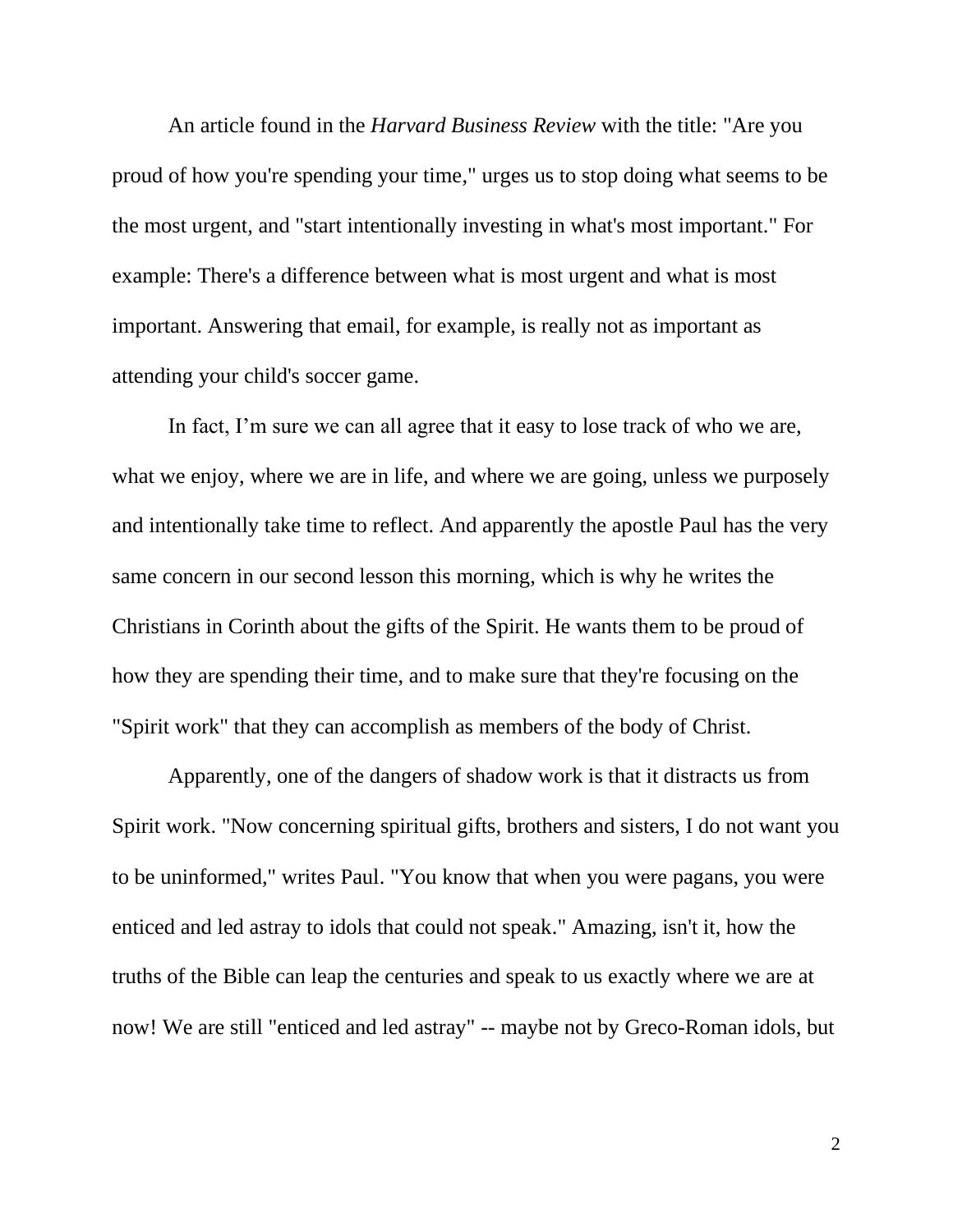An article found in the *Harvard Business Review* with the title: "Are you proud of how you're spending your time," urges us to stop doing what seems to be the most urgent, and "start intentionally investing in what's most important." For example: There's a difference between what is most urgent and what is most important. Answering that email, for example, is really not as important as attending your child's soccer game.

In fact, I'm sure we can all agree that it easy to lose track of who we are, what we enjoy, where we are in life, and where we are going, unless we purposely and intentionally take time to reflect. And apparently the apostle Paul has the very same concern in our second lesson this morning, which is why he writes the Christians in Corinth about the gifts of the Spirit. He wants them to be proud of how they are spending their time, and to make sure that they're focusing on the "Spirit work" that they can accomplish as members of the body of Christ.

Apparently, one of the dangers of shadow work is that it distracts us from Spirit work. "Now concerning spiritual gifts, brothers and sisters, I do not want you to be uninformed," writes Paul. "You know that when you were pagans, you were enticed and led astray to idols that could not speak." Amazing, isn't it, how the truths of the Bible can leap the centuries and speak to us exactly where we are at now! We are still "enticed and led astray" -- maybe not by Greco-Roman idols, but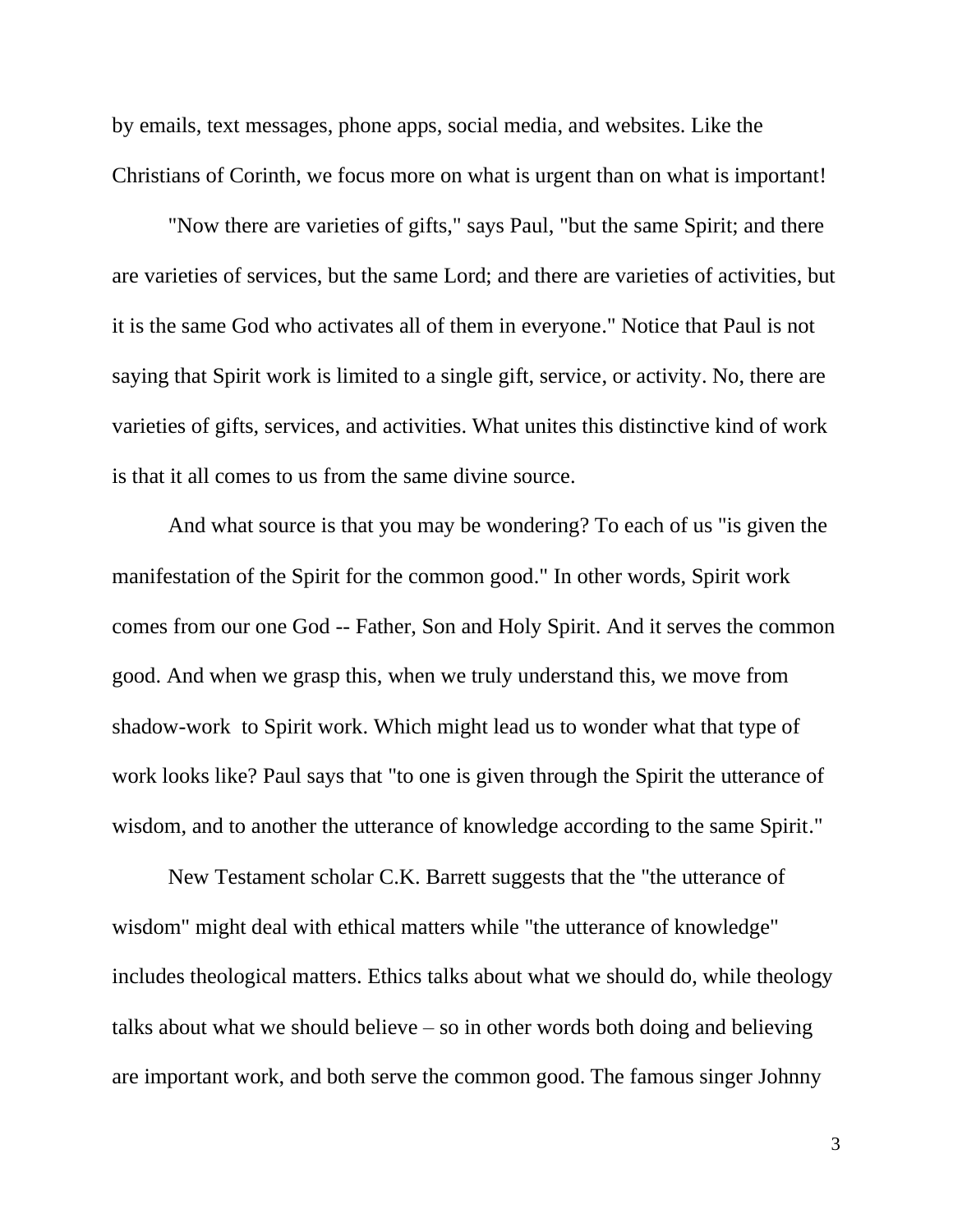by emails, text messages, phone apps, social media, and websites. Like the Christians of Corinth, we focus more on what is urgent than on what is important!

"Now there are varieties of gifts," says Paul, "but the same Spirit; and there are varieties of services, but the same Lord; and there are varieties of activities, but it is the same God who activates all of them in everyone." Notice that Paul is not saying that Spirit work is limited to a single gift, service, or activity. No, there are varieties of gifts, services, and activities. What unites this distinctive kind of work is that it all comes to us from the same divine source.

And what source is that you may be wondering? To each of us "is given the manifestation of the Spirit for the common good." In other words, Spirit work comes from our one God -- Father, Son and Holy Spirit. And it serves the common good. And when we grasp this, when we truly understand this, we move from shadow-work to Spirit work. Which might lead us to wonder what that type of work looks like? Paul says that "to one is given through the Spirit the utterance of wisdom, and to another the utterance of knowledge according to the same Spirit."

New Testament scholar C.K. Barrett suggests that the "the utterance of wisdom" might deal with ethical matters while "the utterance of knowledge" includes theological matters. Ethics talks about what we should do, while theology talks about what we should believe – so in other words both doing and believing are important work, and both serve the common good. The famous singer Johnny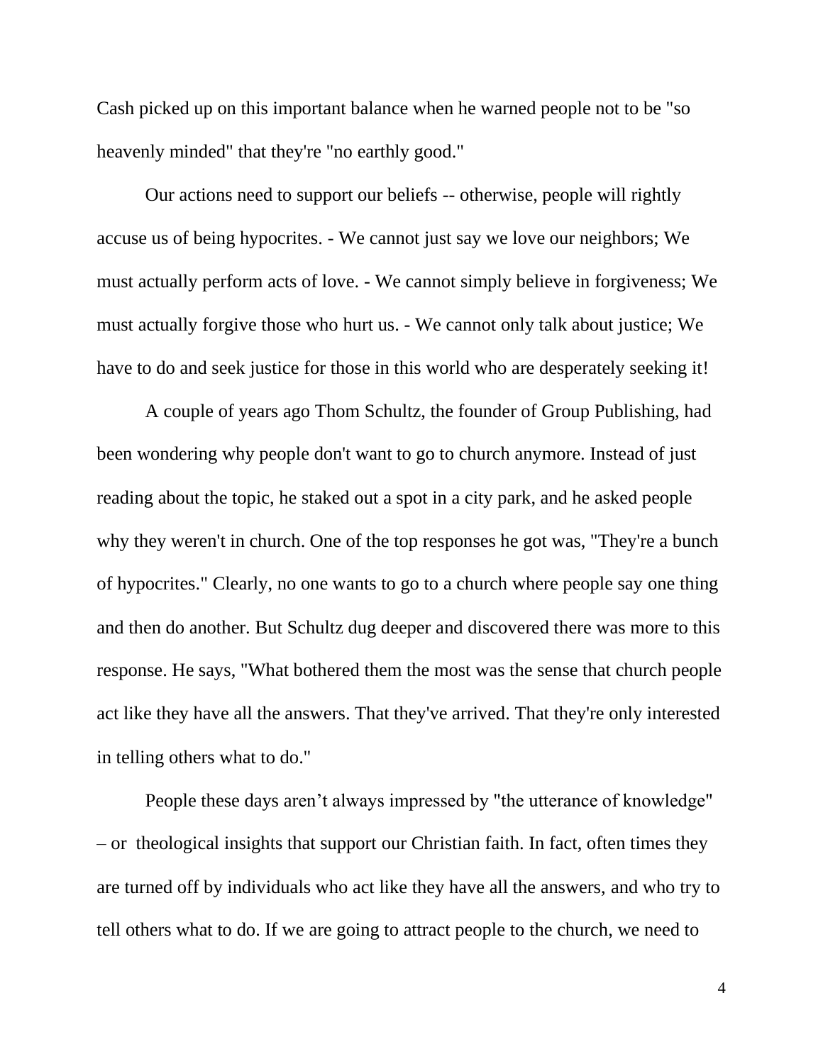Cash picked up on this important balance when he warned people not to be "so heavenly minded" that they're "no earthly good."

Our actions need to support our beliefs -- otherwise, people will rightly accuse us of being hypocrites. - We cannot just say we love our neighbors; We must actually perform acts of love. - We cannot simply believe in forgiveness; We must actually forgive those who hurt us. - We cannot only talk about justice; We have to do and seek justice for those in this world who are desperately seeking it!

A couple of years ago Thom Schultz, the founder of Group Publishing, had been wondering why people don't want to go to church anymore. Instead of just reading about the topic, he staked out a spot in a city park, and he asked people why they weren't in church. One of the top responses he got was, "They're a bunch of hypocrites." Clearly, no one wants to go to a church where people say one thing and then do another. But Schultz dug deeper and discovered there was more to this response. He says, "What bothered them the most was the sense that church people act like they have all the answers. That they've arrived. That they're only interested in telling others what to do."

People these days aren't always impressed by "the utterance of knowledge" – or theological insights that support our Christian faith. In fact, often times they are turned off by individuals who act like they have all the answers, and who try to tell others what to do. If we are going to attract people to the church, we need to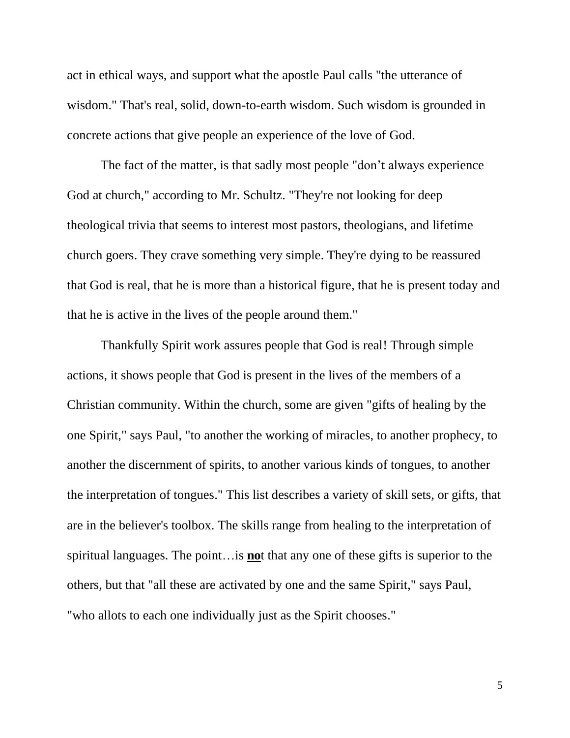act in ethical ways, and support what the apostle Paul calls "the utterance of wisdom." That's real, solid, down-to-earth wisdom. Such wisdom is grounded in concrete actions that give people an experience of the love of God.

The fact of the matter, is that sadly most people "don't always experience God at church," according to Mr. Schultz. "They're not looking for deep theological trivia that seems to interest most pastors, theologians, and lifetime church goers. They crave something very simple. They're dying to be reassured that God is real, that he is more than a historical figure, that he is present today and that he is active in the lives of the people around them."

Thankfully Spirit work assures people that God is real! Through simple actions, it shows people that God is present in the lives of the members of a Christian community. Within the church, some are given "gifts of healing by the one Spirit," says Paul, "to another the working of miracles, to another prophecy, to another the discernment of spirits, to another various kinds of tongues, to another the interpretation of tongues." This list describes a variety of skill sets, or gifts, that are in the believer's toolbox. The skills range from healing to the interpretation of spiritual languages. The point…is <u>**no**</u>t that any one of these gifts is superior to the others, but that "all these are activated by one and the same Spirit," says Paul, "who allots to each one individually just as the Spirit chooses."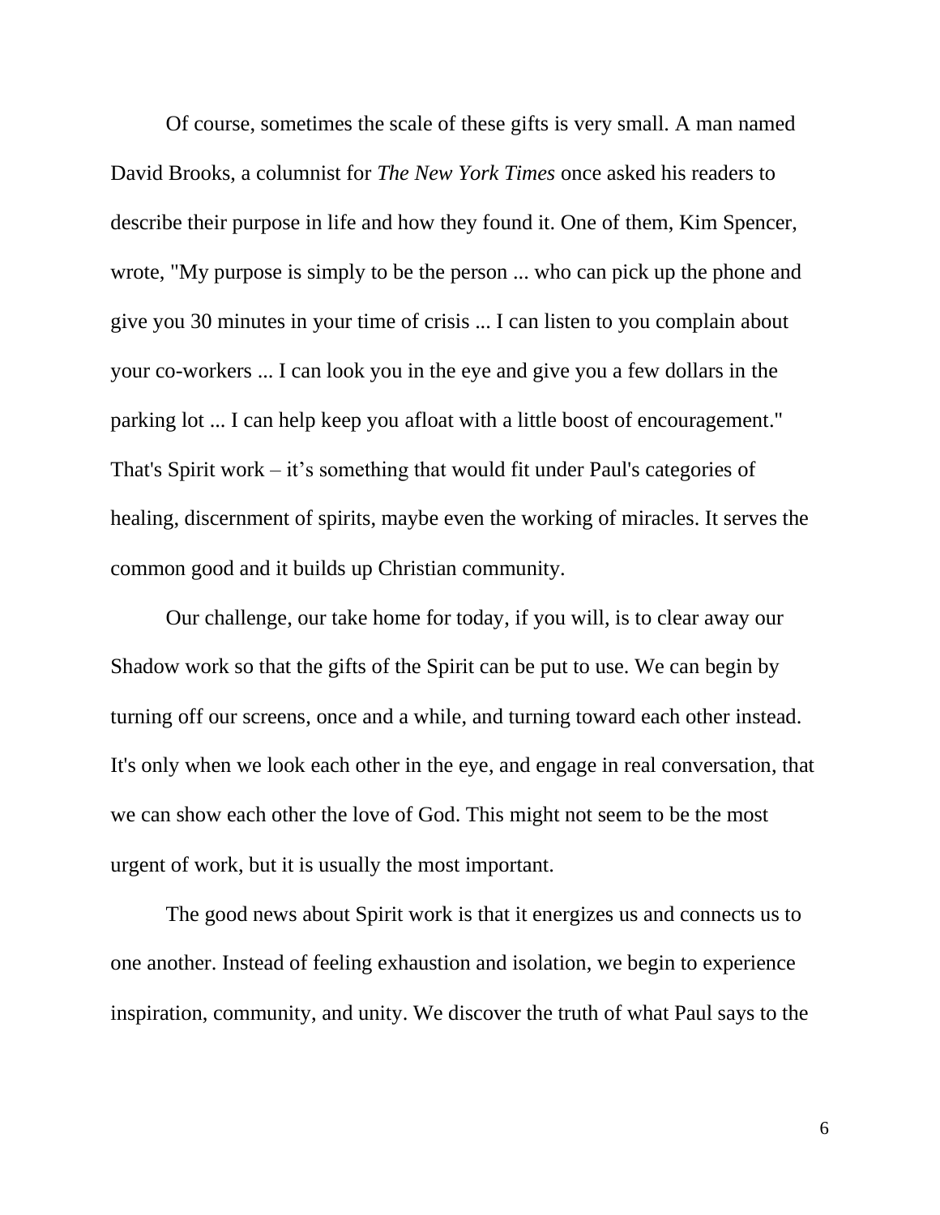Of course, sometimes the scale of these gifts is very small. A man named David Brooks, a columnist for *The New York Times* once asked his readers to describe their purpose in life and how they found it. One of them, Kim Spencer, wrote, "My purpose is simply to be the person ... who can pick up the phone and give you 30 minutes in your time of crisis ... I can listen to you complain about your co-workers ... I can look you in the eye and give you a few dollars in the parking lot ... I can help keep you afloat with a little boost of encouragement." That's Spirit work – it's something that would fit under Paul's categories of healing, discernment of spirits, maybe even the working of miracles. It serves the common good and it builds up Christian community.

Our challenge, our take home for today, if you will, is to clear away our Shadow work so that the gifts of the Spirit can be put to use. We can begin by turning off our screens, once and a while, and turning toward each other instead. It's only when we look each other in the eye, and engage in real conversation, that we can show each other the love of God. This might not seem to be the most urgent of work, but it is usually the most important.

The good news about Spirit work is that it energizes us and connects us to one another. Instead of feeling exhaustion and isolation, we begin to experience inspiration, community, and unity. We discover the truth of what Paul says to the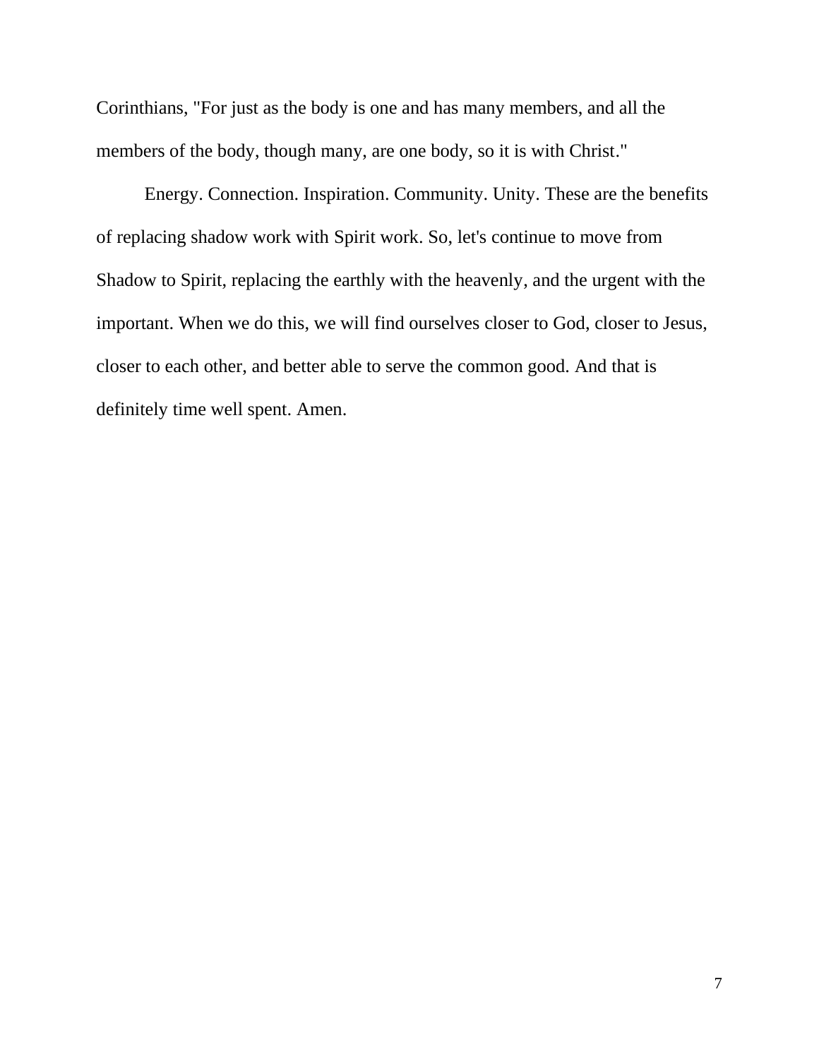Corinthians, "For just as the body is one and has many members, and all the members of the body, though many, are one body, so it is with Christ."

Energy. Connection. Inspiration. Community. Unity. These are the benefits of replacing shadow work with Spirit work. So, let's continue to move from Shadow to Spirit, replacing the earthly with the heavenly, and the urgent with the important. When we do this, we will find ourselves closer to God, closer to Jesus, closer to each other, and better able to serve the common good. And that is definitely time well spent. Amen.